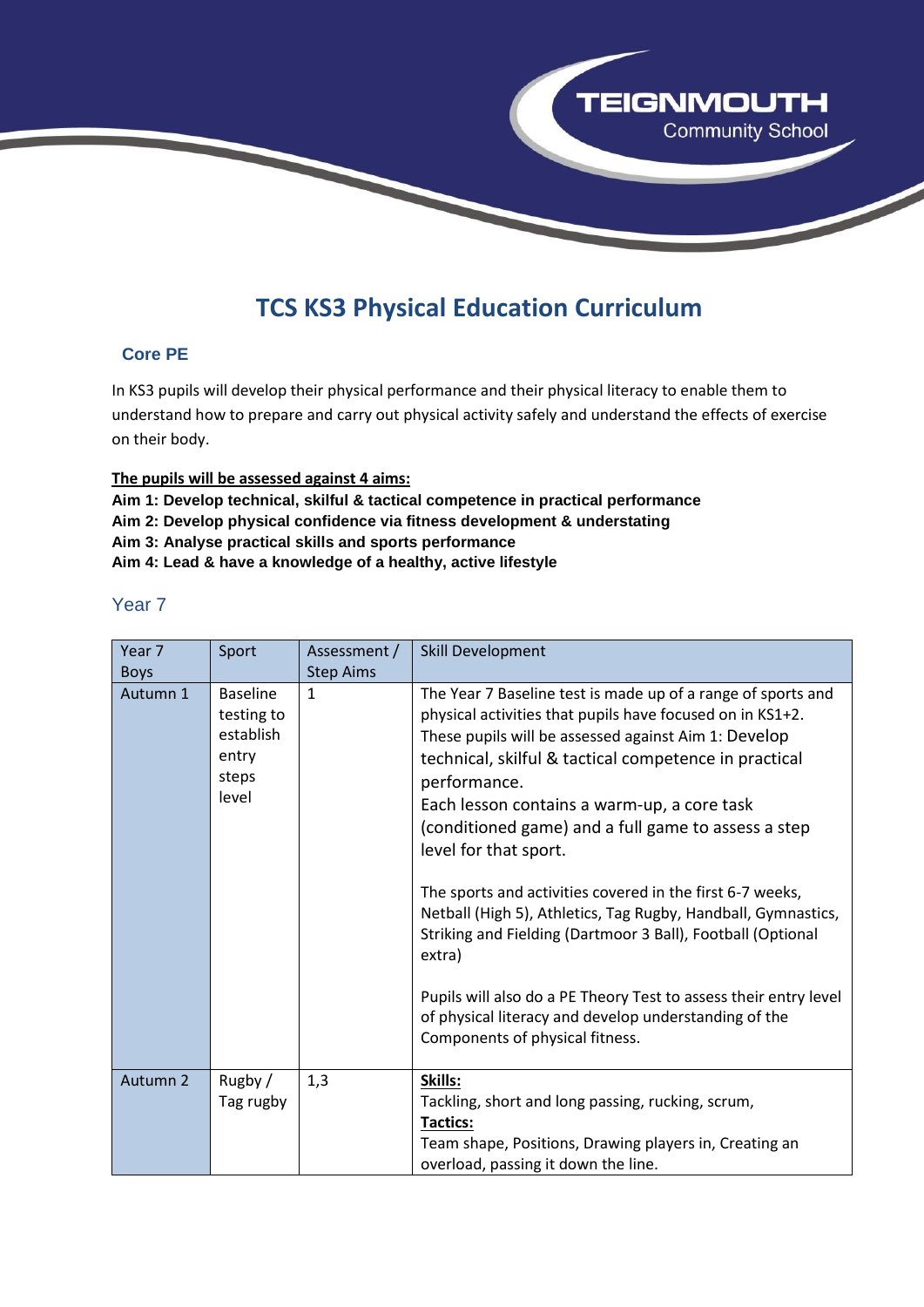# TCS KS3 Physical Education Curriculum

## Core PE

In KS3 pupils will develop their physical performance and their physical literacy to enable them to understand how to prepare and carry out physical activity safely and understand the effects of exercise on their body.

**The pupils will be assessed against 4 aims:**

**Aim 1: Develop technical, skilful & tactical competence in practical performance**
**Aim 2: Develop physical confidence via fitness development & understating**
**Aim 3: Analyse practical skills and sports performance**
**Aim 4: Lead & have a knowledge of a healthy, active lifestyle**

### Year 7

| Year 7 Boys | Sport | Assessment / Step Aims | Skill Development |
|---|---|---|---|
| Autumn 1 | Baseline testing to establish entry steps level | 1 | The Year 7 Baseline test is made up of a range of sports and physical activities that pupils have focused on in KS1+2. These pupils will be assessed against Aim 1: Develop technical, skilful & tactical competence in practical performance. Each lesson contains a warm-up, a core task (conditioned game) and a full game to assess a step level for that sport.<br><br>The sports and activities covered in the first 6-7 weeks, Netball (High 5), Athletics, Tag Rugby, Handball, Gymnastics, Striking and Fielding (Dartmoor 3 Ball), Football (Optional extra)<br><br>Pupils will also do a PE Theory Test to assess their entry level of physical literacy and develop understanding of the Components of physical fitness. |
| Autumn 2 | Rugby / Tag rugby | 1,3 | **Skills:**<br>Tackling, short and long passing, rucking, scrum,<br>**Tactics:**<br>Team shape, Positions, Drawing players in, Creating an overload, passing it down the line. |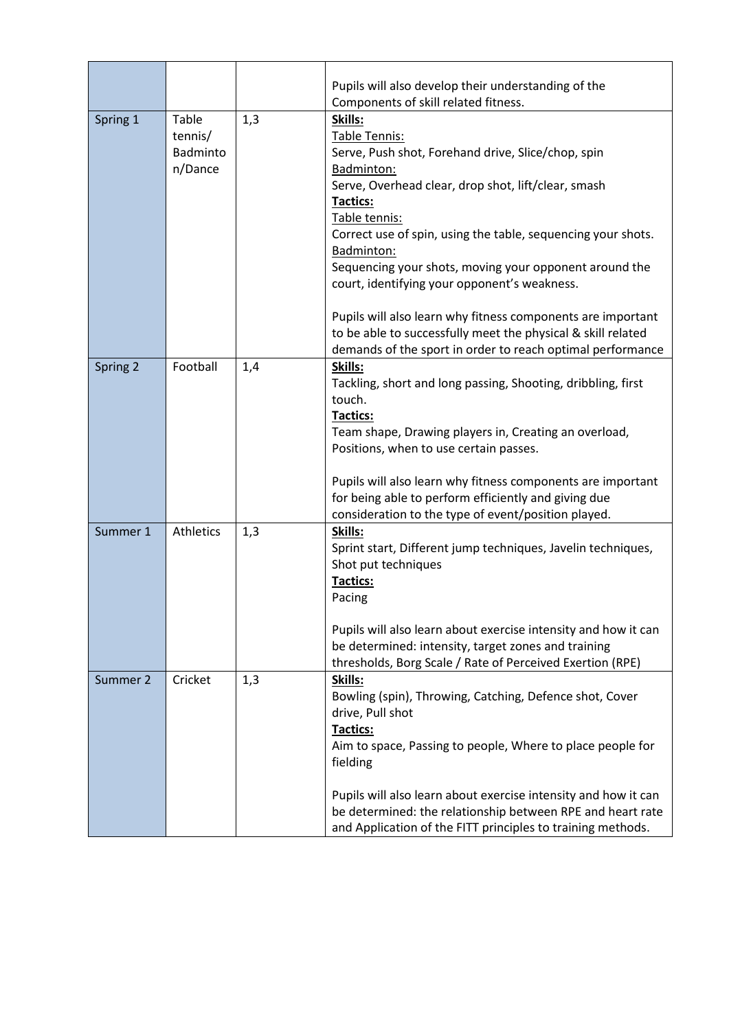| | | | |
|---|---|---|---|
| | | | Pupils will also develop their understanding of the Components of skill related fitness. |
| Spring 1 | Table tennis/ Badminton/Dance | 1,3 | **Skills:**<br><u>Table Tennis:</u><br>Serve, Push shot, Forehand drive, Slice/chop, spin<br><u>Badminton:</u><br>Serve, Overhead clear, drop shot, lift/clear, smash<br>**Tactics:**<br><u>Table tennis:</u><br>Correct use of spin, using the table, sequencing your shots.<br><u>Badminton:</u><br>Sequencing your shots, moving your opponent around the court, identifying your opponent's weakness.<br><br>Pupils will also learn why fitness components are important to be able to successfully meet the physical & skill related demands of the sport in order to reach optimal performance |
| Spring 2 | Football | 1,4 | **Skills:**<br>Tackling, short and long passing, Shooting, dribbling, first touch.<br>**Tactics:**<br>Team shape, Drawing players in, Creating an overload, Positions, when to use certain passes.<br><br>Pupils will also learn why fitness components are important for being able to perform efficiently and giving due consideration to the type of event/position played. |
| Summer 1 | Athletics | 1,3 | **Skills:**<br>Sprint start, Different jump techniques, Javelin techniques, Shot put techniques<br>**Tactics:**<br>Pacing<br><br>Pupils will also learn about exercise intensity and how it can be determined: intensity, target zones and training thresholds, Borg Scale / Rate of Perceived Exertion (RPE) |
| Summer 2 | Cricket | 1,3 | **Skills:**<br>Bowling (spin), Throwing, Catching, Defence shot, Cover drive, Pull shot<br>**Tactics:**<br>Aim to space, Passing to people, Where to place people for fielding<br><br>Pupils will also learn about exercise intensity and how it can be determined: the relationship between RPE and heart rate and Application of the FITT principles to training methods. |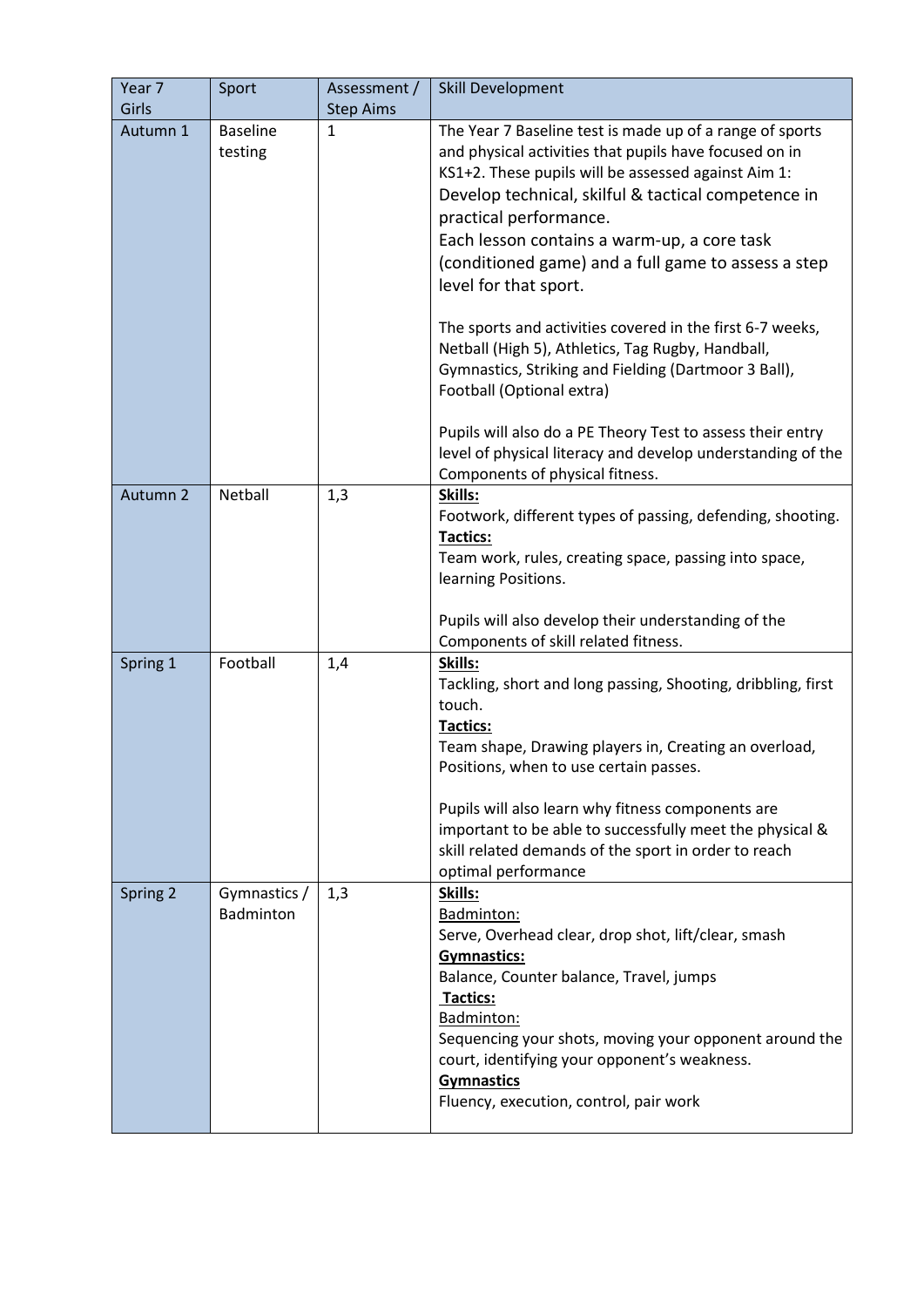| Year 7 Girls | Sport | Assessment / Step Aims | Skill Development |
|---|---|---|---|
| Autumn 1 | Baseline testing | 1 | The Year 7 Baseline test is made up of a range of sports and physical activities that pupils have focused on in KS1+2. These pupils will be assessed against Aim 1: Develop technical, skilful & tactical competence in practical performance.<br>Each lesson contains a warm-up, a core task (conditioned game) and a full game to assess a step level for that sport.<br><br>The sports and activities covered in the first 6-7 weeks, Netball (High 5), Athletics, Tag Rugby, Handball, Gymnastics, Striking and Fielding (Dartmoor 3 Ball), Football (Optional extra)<br><br>Pupils will also do a PE Theory Test to assess their entry level of physical literacy and develop understanding of the Components of physical fitness. |
| Autumn 2 | Netball | 1,3 | **Skills:**<br>Footwork, different types of passing, defending, shooting.<br>**Tactics:**<br>Team work, rules, creating space, passing into space, learning Positions.<br><br>Pupils will also develop their understanding of the Components of skill related fitness. |
| Spring 1 | Football | 1,4 | **Skills:**<br>Tackling, short and long passing, Shooting, dribbling, first touch.<br>**Tactics:**<br>Team shape, Drawing players in, Creating an overload, Positions, when to use certain passes.<br><br>Pupils will also learn why fitness components are important to be able to successfully meet the physical & skill related demands of the sport in order to reach optimal performance |
| Spring 2 | Gymnastics / Badminton | 1,3 | **Skills:**<br>Badminton:<br>Serve, Overhead clear, drop shot, lift/clear, smash<br>**Gymnastics:**<br>Balance, Counter balance, Travel, jumps<br>**Tactics:**<br>Badminton:<br>Sequencing your shots, moving your opponent around the court, identifying your opponent's weakness.<br>**Gymnastics**<br>Fluency, execution, control, pair work |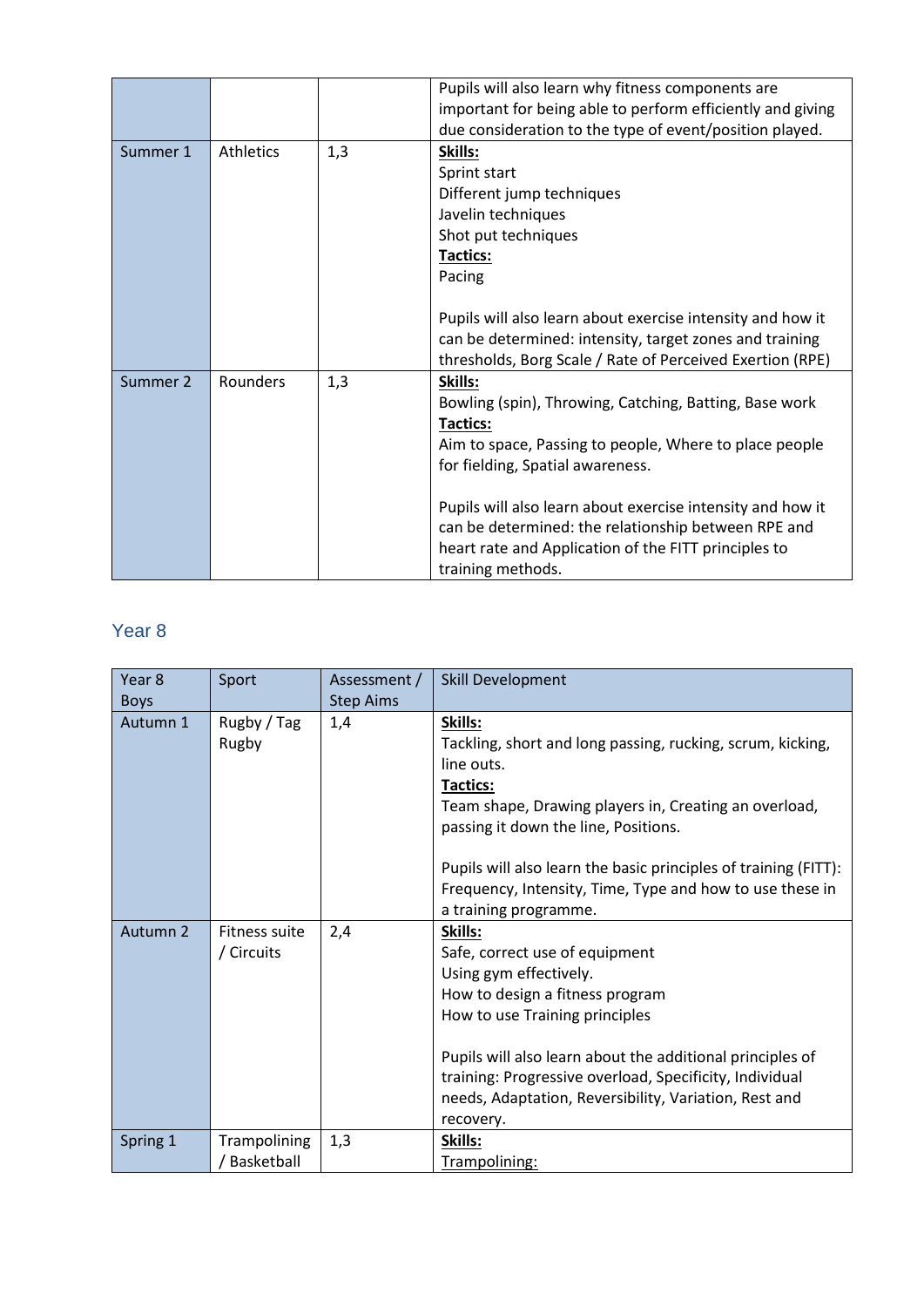| | | | |
|---|---|---|---|
| | | | Pupils will also learn why fitness components are important for being able to perform efficiently and giving due consideration to the type of event/position played. |
| Summer 1 | Athletics | 1,3 | **Skills:**<br>Sprint start<br>Different jump techniques<br>Javelin techniques<br>Shot put techniques<br>**Tactics:**<br>Pacing<br><br>Pupils will also learn about exercise intensity and how it can be determined: intensity, target zones and training thresholds, Borg Scale / Rate of Perceived Exertion (RPE) |
| Summer 2 | Rounders | 1,3 | **Skills:**<br>Bowling (spin), Throwing, Catching, Batting, Base work<br>**Tactics:**<br>Aim to space, Passing to people, Where to place people for fielding, Spatial awareness.<br><br>Pupils will also learn about exercise intensity and how it can be determined: the relationship between RPE and heart rate and Application of the FITT principles to training methods. |

## Year 8

| Year 8 Boys | Sport | Assessment / Step Aims | Skill Development |
|---|---|---|---|
| Autumn 1 | Rugby / Tag Rugby | 1,4 | **Skills:**<br>Tackling, short and long passing, rucking, scrum, kicking, line outs.<br>**Tactics:**<br>Team shape, Drawing players in, Creating an overload, passing it down the line, Positions.<br><br>Pupils will also learn the basic principles of training (FITT): Frequency, Intensity, Time, Type and how to use these in a training programme. |
| Autumn 2 | Fitness suite / Circuits | 2,4 | **Skills:**<br>Safe, correct use of equipment<br>Using gym effectively.<br>How to design a fitness program<br>How to use Training principles<br><br>Pupils will also learn about the additional principles of training: Progressive overload, Specificity, Individual needs, Adaptation, Reversibility, Variation, Rest and recovery. |
| Spring 1 | Trampolining / Basketball | 1,3 | **Skills:**<br>Trampolining: |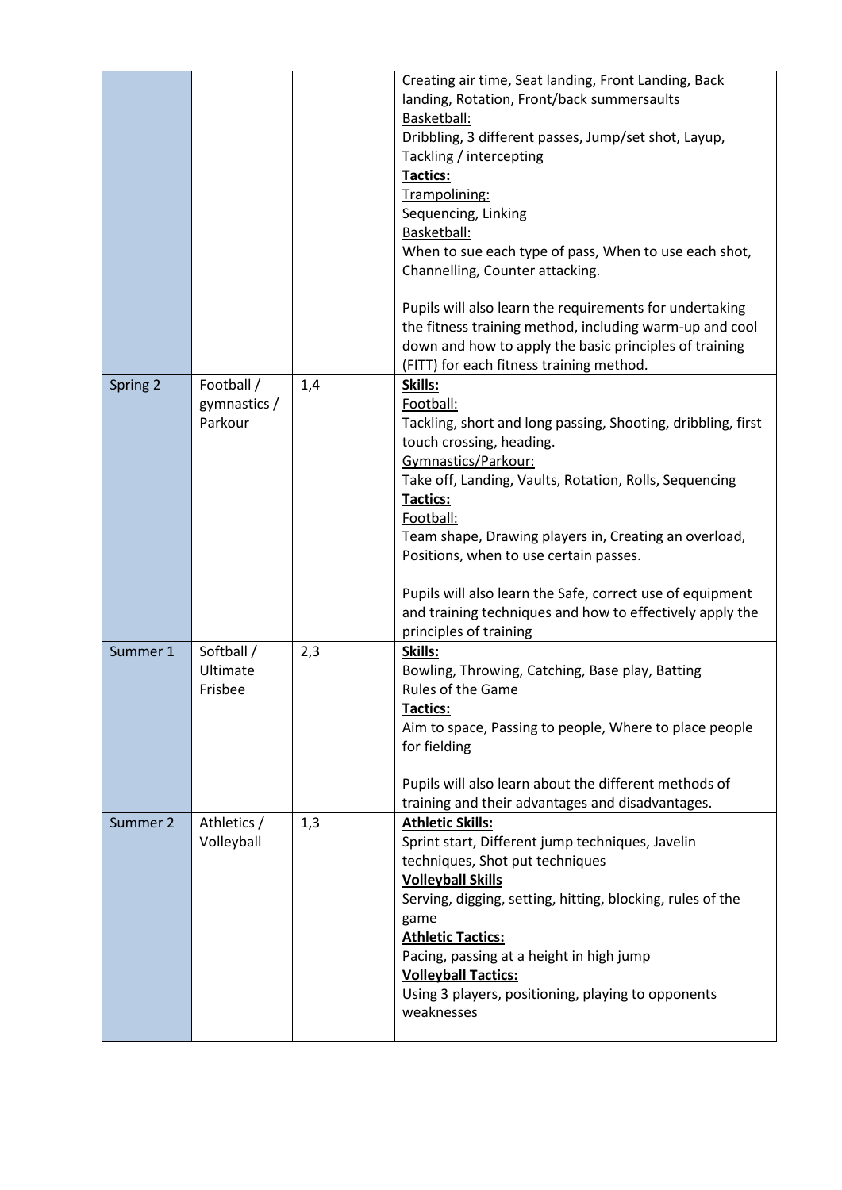|  |  |  |  |
|---|---|---|---|
|  |  |  | Creating air time, Seat landing, Front Landing, Back landing, Rotation, Front/back summersaults<br>Basketball:<br>Dribbling, 3 different passes, Jump/set shot, Layup, Tackling / intercepting<br>**Tactics:**<br>Trampolining:<br>Sequencing, Linking<br>Basketball:<br>When to sue each type of pass, When to use each shot, Channelling, Counter attacking.<br><br>Pupils will also learn the requirements for undertaking the fitness training method, including warm-up and cool down and how to apply the basic principles of training (FITT) for each fitness training method. |
| Spring 2 | Football / gymnastics / Parkour | 1,4 | **Skills:**<br>Football:<br>Tackling, short and long passing, Shooting, dribbling, first touch crossing, heading.<br>Gymnastics/Parkour:<br>Take off, Landing, Vaults, Rotation, Rolls, Sequencing<br>**Tactics:**<br>Football:<br>Team shape, Drawing players in, Creating an overload, Positions, when to use certain passes.<br><br>Pupils will also learn the Safe, correct use of equipment and training techniques and how to effectively apply the principles of training |
| Summer 1 | Softball / Ultimate Frisbee | 2,3 | **Skills:**<br>Bowling, Throwing, Catching, Base play, Batting<br>Rules of the Game<br>**Tactics:**<br>Aim to space, Passing to people, Where to place people for fielding<br><br>Pupils will also learn about the different methods of training and their advantages and disadvantages. |
| Summer 2 | Athletics / Volleyball | 1,3 | **Athletic Skills:**<br>Sprint start, Different jump techniques, Javelin techniques, Shot put techniques<br>**Volleyball Skills**<br>Serving, digging, setting, hitting, blocking, rules of the game<br>**Athletic Tactics:**<br>Pacing, passing at a height in high jump<br>**Volleyball Tactics:**<br>Using 3 players, positioning, playing to opponents weaknesses |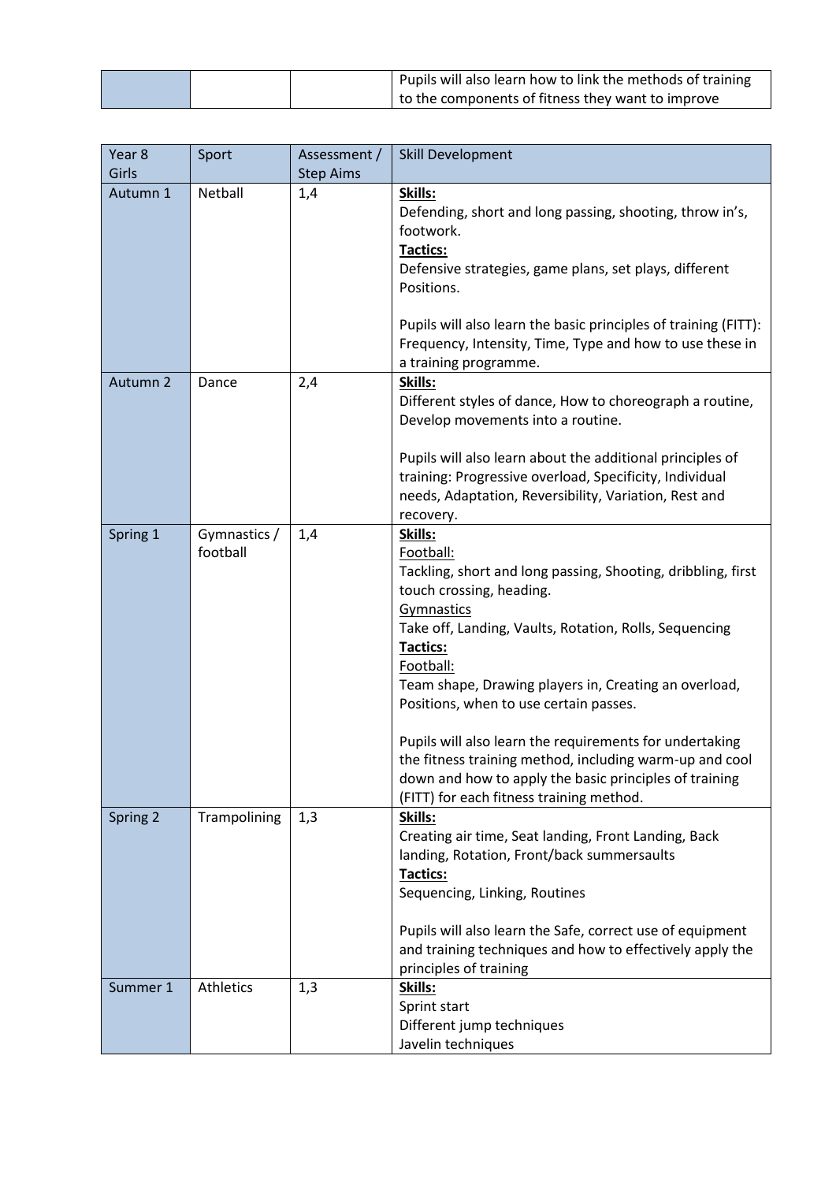| | | | Pupils will also learn how to link the methods of training to the components of fitness they want to improve |
|---|---|---|---|

| Year 8 Girls | Sport | Assessment / Step Aims | Skill Development |
|---|---|---|---|
| Autumn 1 | Netball | 1,4 | **Skills:**<br>Defending, short and long passing, shooting, throw in's, footwork.<br>**Tactics:**<br>Defensive strategies, game plans, set plays, different Positions.<br><br>Pupils will also learn the basic principles of training (FITT): Frequency, Intensity, Time, Type and how to use these in a training programme. |
| Autumn 2 | Dance | 2,4 | **Skills:**<br>Different styles of dance, How to choreograph a routine, Develop movements into a routine.<br><br>Pupils will also learn about the additional principles of training: Progressive overload, Specificity, Individual needs, Adaptation, Reversibility, Variation, Rest and recovery. |
| Spring 1 | Gymnastics / football | 1,4 | **Skills:**<br>Football:<br>Tackling, short and long passing, Shooting, dribbling, first touch crossing, heading.<br>Gymnastics<br>Take off, Landing, Vaults, Rotation, Rolls, Sequencing<br>**Tactics:**<br>Football:<br>Team shape, Drawing players in, Creating an overload, Positions, when to use certain passes.<br><br>Pupils will also learn the requirements for undertaking the fitness training method, including warm-up and cool down and how to apply the basic principles of training (FITT) for each fitness training method. |
| Spring 2 | Trampolining | 1,3 | **Skills:**<br>Creating air time, Seat landing, Front Landing, Back landing, Rotation, Front/back summersaults<br>**Tactics:**<br>Sequencing, Linking, Routines<br><br>Pupils will also learn the Safe, correct use of equipment and training techniques and how to effectively apply the principles of training |
| Summer 1 | Athletics | 1,3 | **Skills:**<br>Sprint start<br>Different jump techniques<br>Javelin techniques |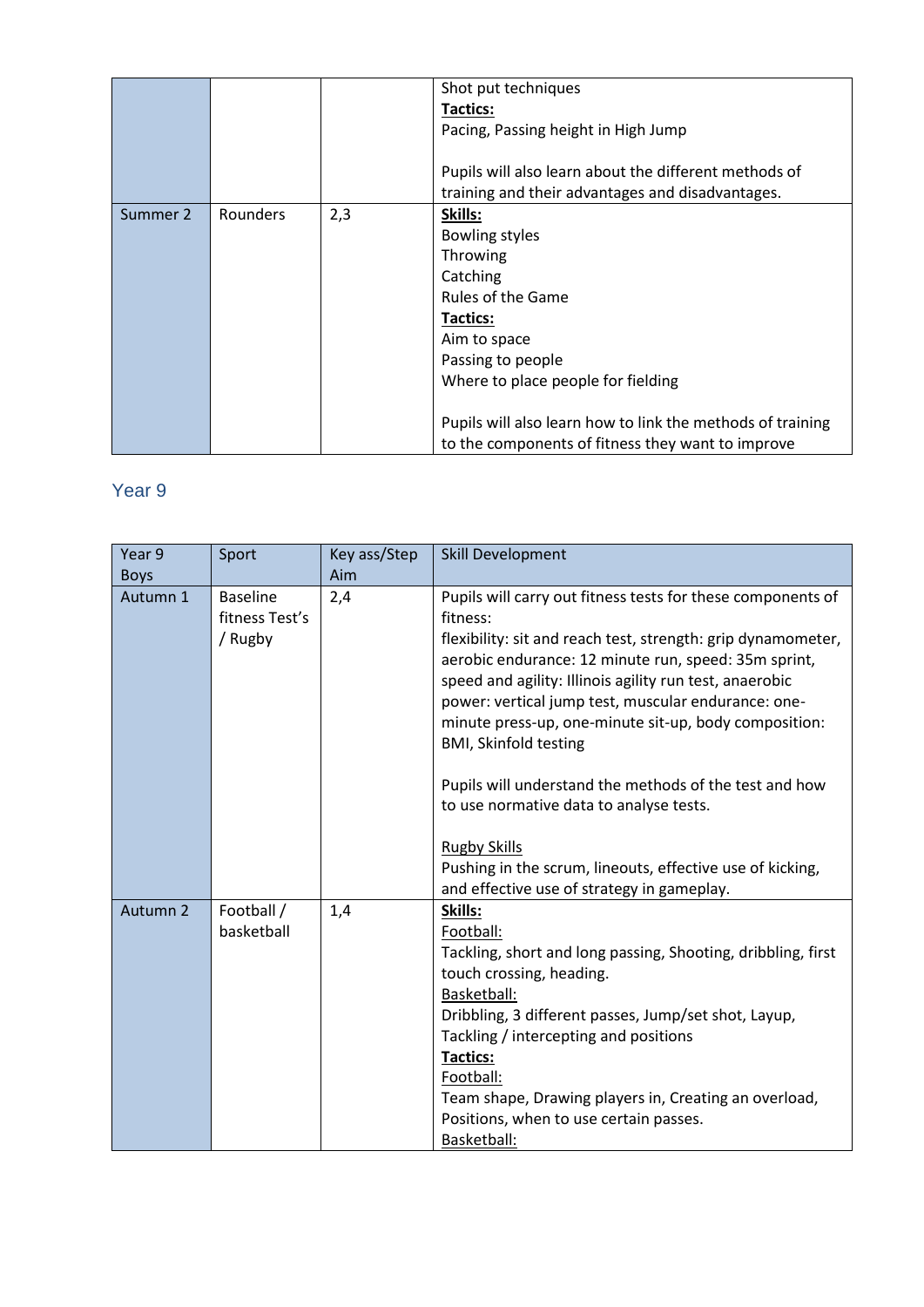| | | | |
|---|---|---|---|
| | | | Shot put techniques<br>**Tactics:**<br>Pacing, Passing height in High Jump<br><br>Pupils will also learn about the different methods of training and their advantages and disadvantages. |
| Summer 2 | Rounders | 2,3 | **Skills:**<br>Bowling styles<br>Throwing<br>Catching<br>Rules of the Game<br>**Tactics:**<br>Aim to space<br>Passing to people<br>Where to place people for fielding<br><br>Pupils will also learn how to link the methods of training to the components of fitness they want to improve |

## Year 9

| Year 9 Boys | Sport | Key ass/Step Aim | Skill Development |
|---|---|---|---|
| Autumn 1 | Baseline fitness Test's / Rugby | 2,4 | Pupils will carry out fitness tests for these components of fitness:<br>flexibility: sit and reach test, strength: grip dynamometer, aerobic endurance: 12 minute run, speed: 35m sprint, speed and agility: Illinois agility run test, anaerobic power: vertical jump test, muscular endurance: one-minute press-up, one-minute sit-up, body composition: BMI, Skinfold testing<br><br>Pupils will understand the methods of the test and how to use normative data to analyse tests.<br><br>Rugby Skills<br>Pushing in the scrum, lineouts, effective use of kicking, and effective use of strategy in gameplay. |
| Autumn 2 | Football / basketball | 1,4 | **Skills:**<br>Football:<br>Tackling, short and long passing, Shooting, dribbling, first touch crossing, heading.<br>Basketball:<br>Dribbling, 3 different passes, Jump/set shot, Layup, Tackling / intercepting and positions<br>**Tactics:**<br>Football:<br>Team shape, Drawing players in, Creating an overload, Positions, when to use certain passes.<br>Basketball: |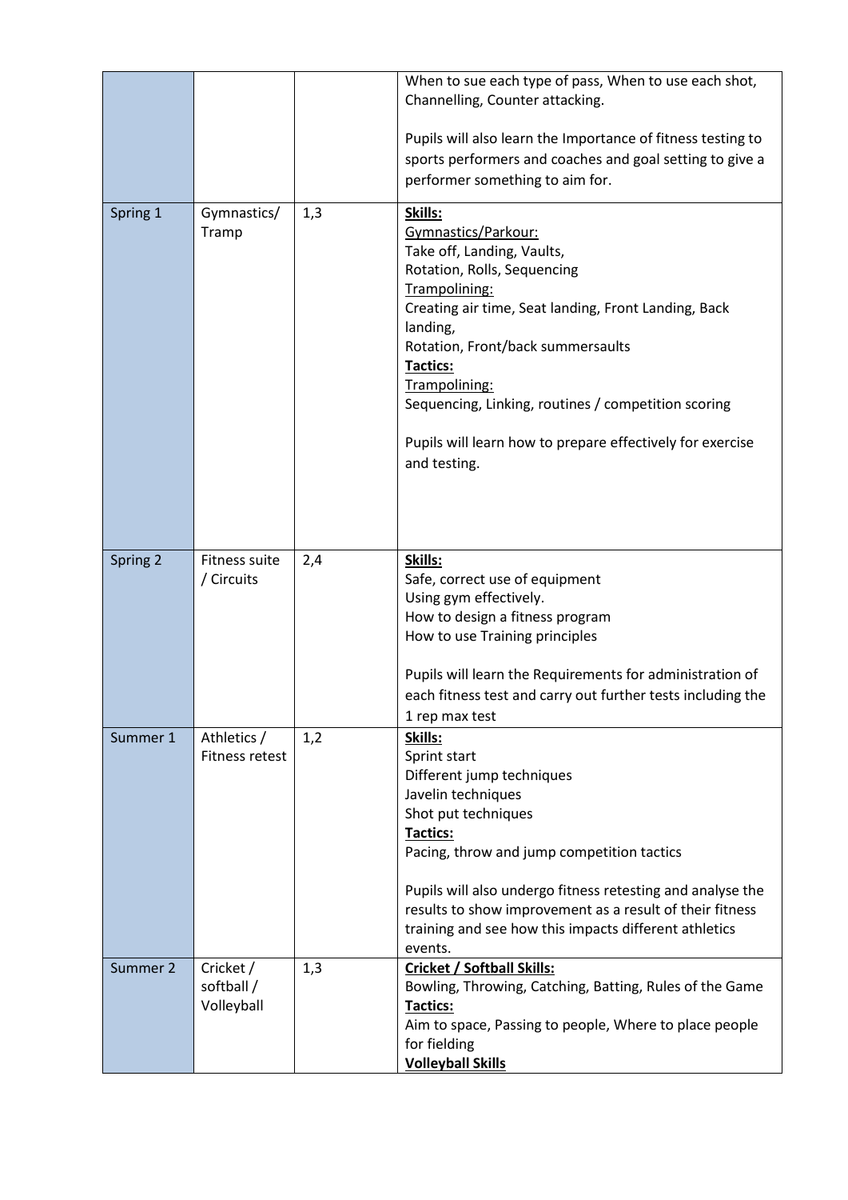| | | | |
|---|---|---|---|
| | | | When to sue each type of pass, When to use each shot, Channelling, Counter attacking.<br><br>Pupils will also learn the Importance of fitness testing to sports performers and coaches and goal setting to give a performer something to aim for. |
| Spring 1 | Gymnastics/ Tramp | 1,3 | **Skills:**<br>Gymnastics/Parkour:<br>Take off, Landing, Vaults,<br>Rotation, Rolls, Sequencing<br>Trampolining:<br>Creating air time, Seat landing, Front Landing, Back landing,<br>Rotation, Front/back summersaults<br>**Tactics:**<br>Trampolining:<br>Sequencing, Linking, routines / competition scoring<br><br>Pupils will learn how to prepare effectively for exercise and testing. |
| Spring 2 | Fitness suite / Circuits | 2,4 | **Skills:**<br>Safe, correct use of equipment<br>Using gym effectively.<br>How to design a fitness program<br>How to use Training principles<br><br>Pupils will learn the Requirements for administration of each fitness test and carry out further tests including the 1 rep max test |
| Summer 1 | Athletics / Fitness retest | 1,2 | **Skills:**<br>Sprint start<br>Different jump techniques<br>Javelin techniques<br>Shot put techniques<br>**Tactics:**<br>Pacing, throw and jump competition tactics<br><br>Pupils will also undergo fitness retesting and analyse the results to show improvement as a result of their fitness training and see how this impacts different athletics events. |
| Summer 2 | Cricket / softball / Volleyball | 1,3 | **Cricket / Softball Skills:**<br>Bowling, Throwing, Catching, Batting, Rules of the Game<br>**Tactics:**<br>Aim to space, Passing to people, Where to place people for fielding<br>**Volleyball Skills** |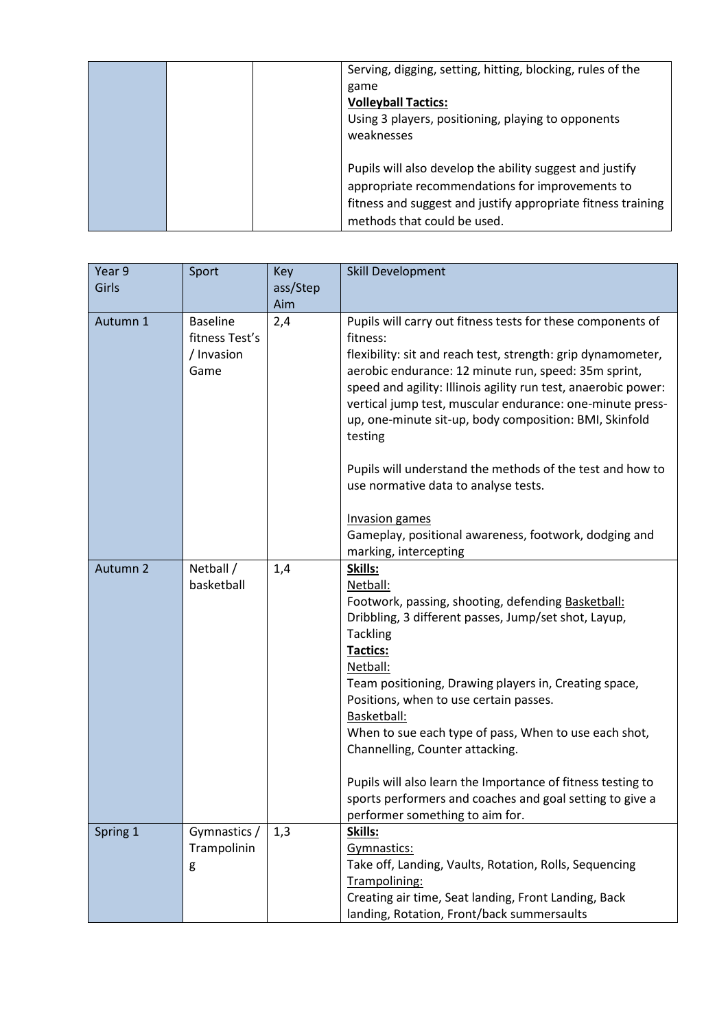| | | | |
|---|---|---|---|
| | | | Serving, digging, setting, hitting, blocking, rules of the game<br>**Volleyball Tactics:**<br>Using 3 players, positioning, playing to opponents weaknesses<br><br>Pupils will also develop the ability suggest and justify appropriate recommendations for improvements to fitness and suggest and justify appropriate fitness training methods that could be used. |

| Year 9 Girls | Sport | Key ass/Step Aim | Skill Development |
|---|---|---|---|
| Autumn 1 | Baseline fitness Test's / Invasion Game | 2,4 | Pupils will carry out fitness tests for these components of fitness:<br>flexibility: sit and reach test, strength: grip dynamometer, aerobic endurance: 12 minute run, speed: 35m sprint, speed and agility: Illinois agility run test, anaerobic power: vertical jump test, muscular endurance: one-minute press-up, one-minute sit-up, body composition: BMI, Skinfold testing<br><br>Pupils will understand the methods of the test and how to use normative data to analyse tests.<br><br><u>Invasion games</u><br>Gameplay, positional awareness, footwork, dodging and marking, intercepting |
| Autumn 2 | Netball / basketball | 1,4 | **<u>Skills:</u>**<br><u>Netball:</u><br>Footwork, passing, shooting, defending <u>Basketball:</u><br>Dribbling, 3 different passes, Jump/set shot, Layup, Tackling<br>**<u>Tactics:</u>**<br><u>Netball:</u><br>Team positioning, Drawing players in, Creating space, Positions, when to use certain passes.<br><u>Basketball:</u><br>When to sue each type of pass, When to use each shot, Channelling, Counter attacking.<br><br>Pupils will also learn the Importance of fitness testing to sports performers and coaches and goal setting to give a performer something to aim for. |
| Spring 1 | Gymnastics / Trampolining | 1,3 | **<u>Skills:</u>**<br><u>Gymnastics:</u><br>Take off, Landing, Vaults, Rotation, Rolls, Sequencing<br><u>Trampolining:</u><br>Creating air time, Seat landing, Front Landing, Back landing, Rotation, Front/back summersaults |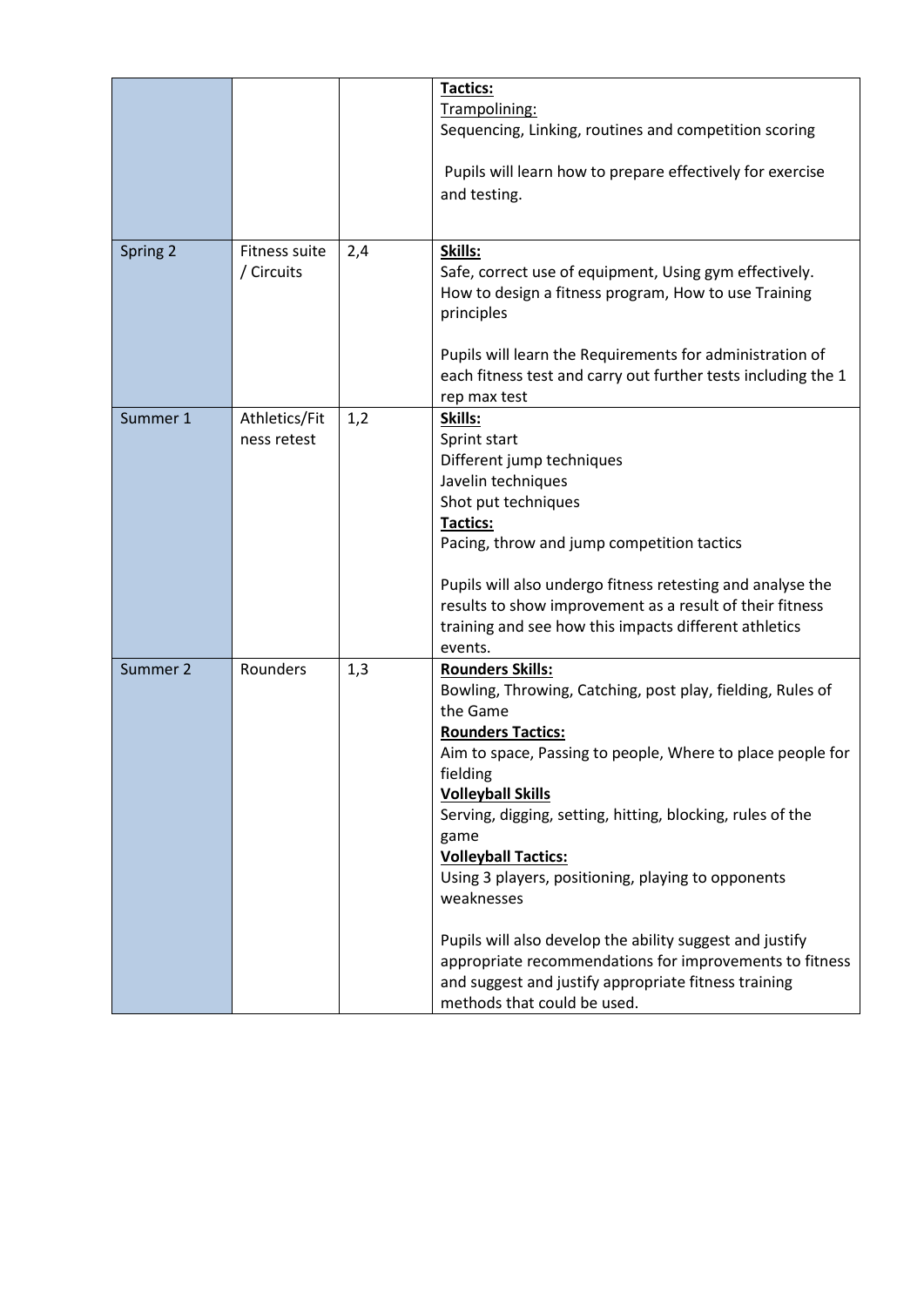| | | | |
|---|---|---|---|
| | | | **Tactics:**<br>Trampolining:<br>Sequencing, Linking, routines and competition scoring<br><br>Pupils will learn how to prepare effectively for exercise and testing. |
| Spring 2 | Fitness suite / Circuits | 2,4 | **Skills:**<br>Safe, correct use of equipment, Using gym effectively. How to design a fitness program, How to use Training principles<br><br>Pupils will learn the Requirements for administration of each fitness test and carry out further tests including the 1 rep max test |
| Summer 1 | Athletics/Fitness retest | 1,2 | **Skills:**<br>Sprint start<br>Different jump techniques<br>Javelin techniques<br>Shot put techniques<br>**Tactics:**<br>Pacing, throw and jump competition tactics<br><br>Pupils will also undergo fitness retesting and analyse the results to show improvement as a result of their fitness training and see how this impacts different athletics events. |
| Summer 2 | Rounders | 1,3 | **Rounders Skills:**<br>Bowling, Throwing, Catching, post play, fielding, Rules of the Game<br>**Rounders Tactics:**<br>Aim to space, Passing to people, Where to place people for fielding<br>**Volleyball Skills**<br>Serving, digging, setting, hitting, blocking, rules of the game<br>**Volleyball Tactics:**<br>Using 3 players, positioning, playing to opponents weaknesses<br><br>Pupils will also develop the ability suggest and justify appropriate recommendations for improvements to fitness and suggest and justify appropriate fitness training methods that could be used. |